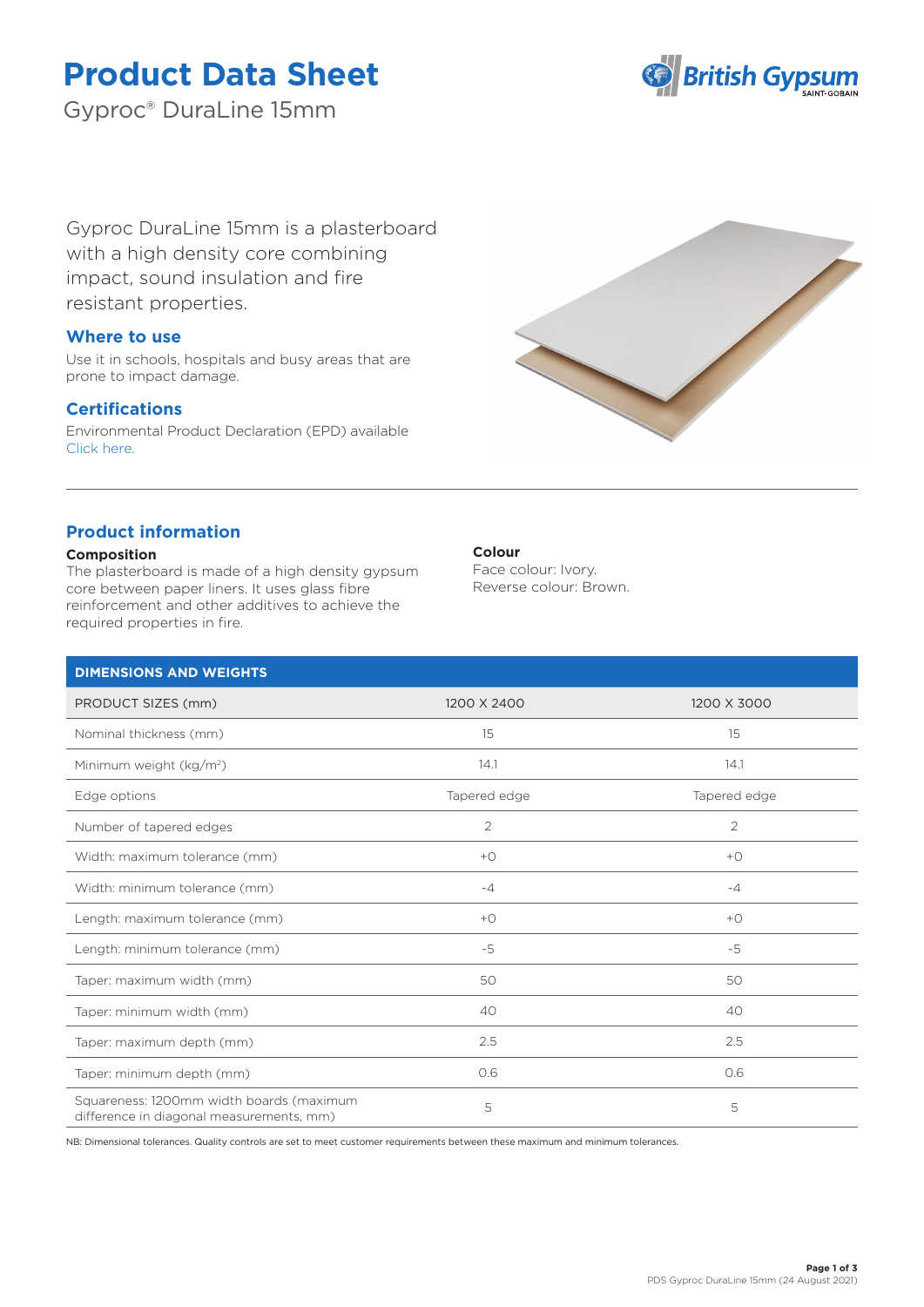# Product Data Sheet

Gyproc® DuraLine 15mm

Gyproc DuraLine 15mm is a plasterboard with a high density core combining impact, sound insulation and fire resistant properties.

## Where to use

Use it in schools, hospitals and busy areas that are prone to impact damage.

## Certifications

Environmental Product Declaration (EPD) available Click here.

## Product information

**Composition**

The plasterboard is made of a high density gypsum core between paper liners. It uses glass fibre reinforcement and other additives to achieve the required properties in fire.

**Colour**

Face colour: Ivory.
Reverse colour: Brown.

| DIMENSIONS AND WEIGHTS | | |
|---|---|---|
| PRODUCT SIZES (mm) | 1200 X 2400 | 1200 X 3000 |
| Nominal thickness (mm) | 15 | 15 |
| Minimum weight (kg/m²) | 14.1 | 14.1 |
| Edge options | Tapered edge | Tapered edge |
| Number of tapered edges | 2 | 2 |
| Width: maximum tolerance (mm) | +0 | +0 |
| Width: minimum tolerance (mm) | -4 | -4 |
| Length: maximum tolerance (mm) | +0 | +0 |
| Length: minimum tolerance (mm) | -5 | -5 |
| Taper: maximum width (mm) | 50 | 50 |
| Taper: minimum width (mm) | 40 | 40 |
| Taper: maximum depth (mm) | 2.5 | 2.5 |
| Taper: minimum depth (mm) | 0.6 | 0.6 |
| Squareness: 1200mm width boards (maximum difference in diagonal measurements, mm) | 5 | 5 |

NB: Dimensional tolerances. Quality controls are set to meet customer requirements between these maximum and minimum tolerances.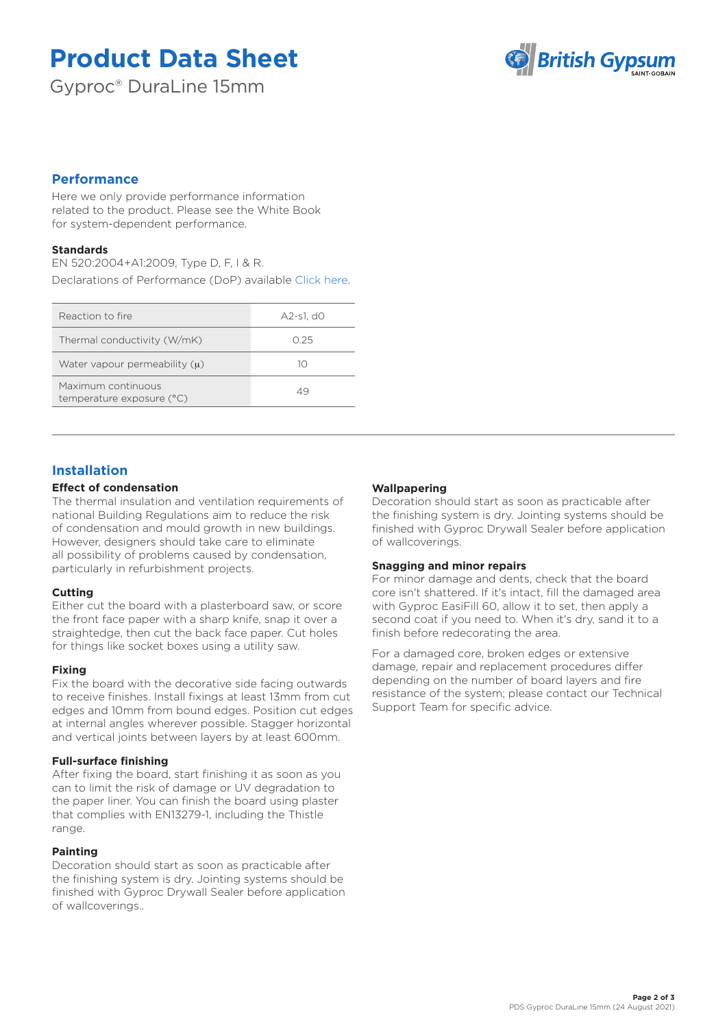# Product Data Sheet

Gyproc® DuraLine 15mm

## Performance

Here we only provide performance information related to the product. Please see the White Book for system-dependent performance.

### Standards

EN 520:2004+A1:2009, Type D, F, I & R.

Declarations of Performance (DoP) available Click here.

| Property | Value |
|---|---|
| Reaction to fire | A2-s1, d0 |
| Thermal conductivity (W/mK) | 0.25 |
| Water vapour permeability (μ) | 10 |
| Maximum continuous temperature exposure (°C) | 49 |

## Installation

### Effect of condensation

The thermal insulation and ventilation requirements of national Building Regulations aim to reduce the risk of condensation and mould growth in new buildings. However, designers should take care to eliminate all possibility of problems caused by condensation, particularly in refurbishment projects.

### Cutting

Either cut the board with a plasterboard saw, or score the front face paper with a sharp knife, snap it over a straightedge, then cut the back face paper. Cut holes for things like socket boxes using a utility saw.

### Fixing

Fix the board with the decorative side facing outwards to receive finishes. Install fixings at least 13mm from cut edges and 10mm from bound edges. Position cut edges at internal angles wherever possible. Stagger horizontal and vertical joints between layers by at least 600mm.

### Full-surface finishing

After fixing the board, start finishing it as soon as you can to limit the risk of damage or UV degradation to the paper liner. You can finish the board using plaster that complies with EN13279-1, including the Thistle range.

### Painting

Decoration should start as soon as practicable after the finishing system is dry. Jointing systems should be finished with Gyproc Drywall Sealer before application of wallcoverings..

### Wallpapering

Decoration should start as soon as practicable after the finishing system is dry. Jointing systems should be finished with Gyproc Drywall Sealer before application of wallcoverings.

### Snagging and minor repairs

For minor damage and dents, check that the board core isn't shattered. If it's intact, fill the damaged area with Gyproc EasiFill 60, allow it to set, then apply a second coat if you need to. When it's dry, sand it to a finish before redecorating the area.

For a damaged core, broken edges or extensive damage, repair and replacement procedures differ depending on the number of board layers and fire resistance of the system; please contact our Technical Support Team for specific advice.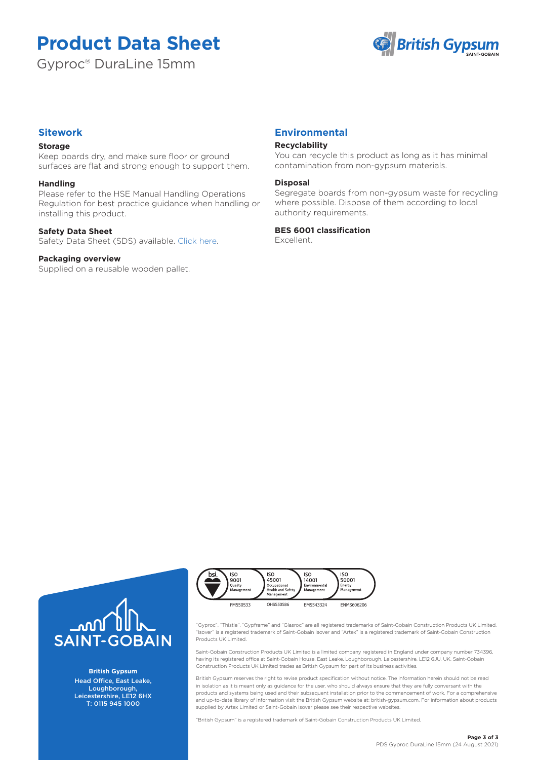## Sitework

### Storage

Keep boards dry, and make sure floor or ground surfaces are flat and strong enough to support them.

### Handling

Please refer to the HSE Manual Handling Operations Regulation for best practice guidance when handling or installing this product.

### Safety Data Sheet

Safety Data Sheet (SDS) available. Click here.

### Packaging overview

Supplied on a reusable wooden pallet.

## Environmental

### Recyclability

You can recycle this product as long as it has minimal contamination from non-gypsum materials.

### Disposal

Segregate boards from non-gypsum waste for recycling where possible. Dispose of them according to local authority requirements.

### BES 6001 classification

Excellent.

**British Gypsum**
Head Office, East Leake, Loughborough, Leicestershire, LE12 6HX
T: 0115 945 1000

ISO 9001 Quality Management FM550533
ISO 45001 Occupational Health and Safety Management OHS550586
ISO 14001 Environmental Management EMS543324
ISO 50001 Energy Management ENMS606206

"Gyproc", "Thistle", "Gypframe" and "Glasroc" are all registered trademarks of Saint-Gobain Construction Products UK Limited. "Isover" is a registered trademark of Saint-Gobain Isover and "Artex" is a registered trademark of Saint-Gobain Construction Products UK Limited.

Saint-Gobain Construction Products UK Limited is a limited company registered in England under company number 734396, having its registered office at Saint-Gobain House, East Leake, Loughborough, Leicestershire, LE12 6JU, UK. Saint-Gobain Construction Products UK Limited trades as British Gypsum for part of its business activities.

British Gypsum reserves the right to revise product specification without notice. The information herein should not be read in isolation as it is meant only as guidance for the user, who should always ensure that they are fully conversant with the products and systems being used and their subsequent installation prior to the commencement of work. For a comprehensive and up-to-date library of information visit the British Gypsum website at: british-gypsum.com. For information about products supplied by Artex Limited or Saint-Gobain Isover please see their respective websites.

"British Gypsum" is a registered trademark of Saint-Gobain Construction Products UK Limited.

PDS Gyproc DuraLine 15mm (24 August 2021)